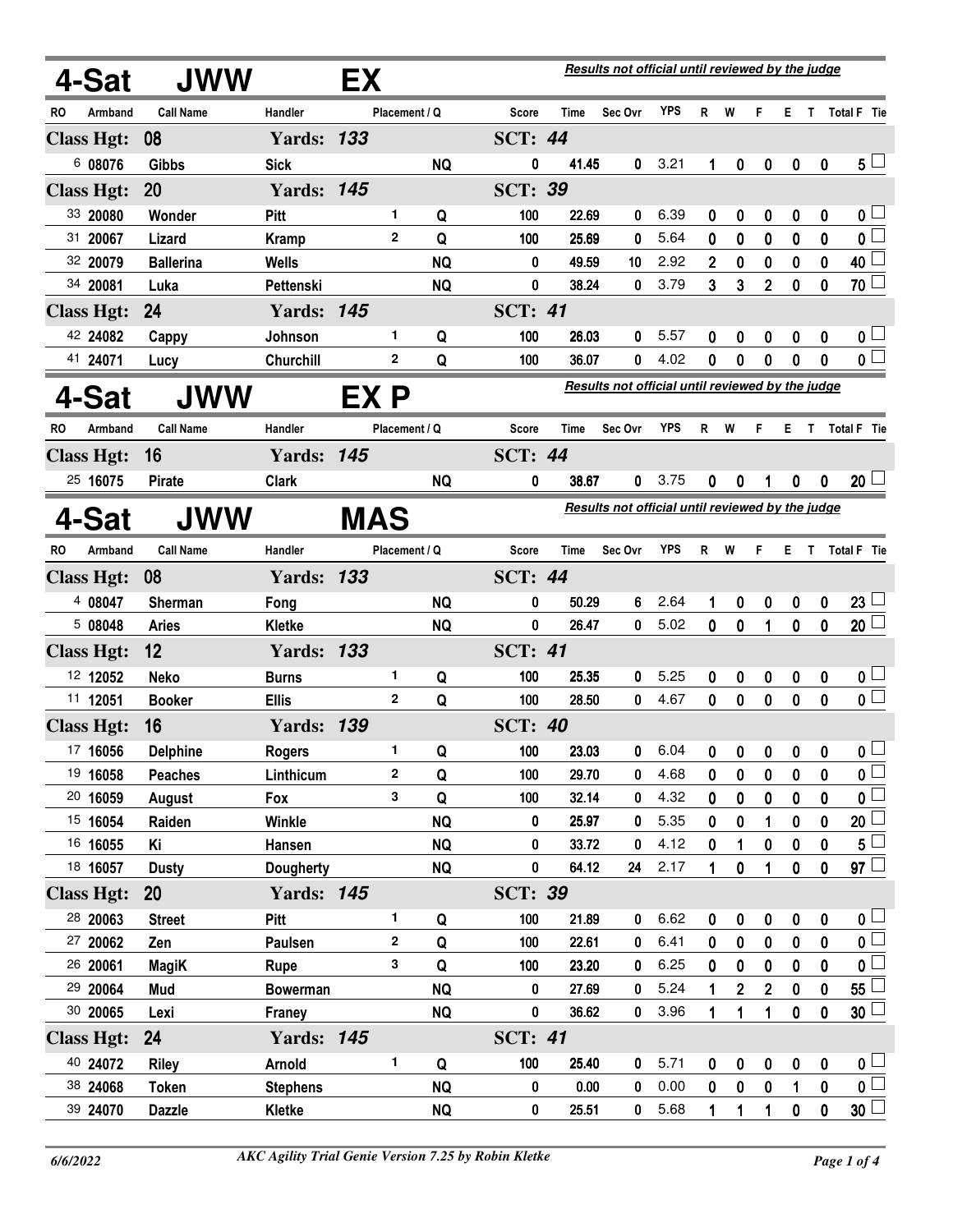## 4-Sat JWW EX

*Results not official until reviewed by the judge*

| RO | Armband | Call Name | Handler | Placement | Q | Score | Time | Sec Ovr | YPS | R | W | F | E | T | Total F | Tie |
|---|---|---|---|---|---|---|---|---|---|---|---|---|---|---|---|---|
| **Class Hgt: 08** | | | **Yards: 133** | | | **SCT: 44** | | | | | | | | | | |
| 6 | 08076 | Gibbs | Sick | | NQ | 0 | 41.45 | 0 | 3.21 | 1 | 0 | 0 | 0 | 0 | 5 | ☐ |
| **Class Hgt: 20** | | | **Yards: 145** | | | **SCT: 39** | | | | | | | | | | |
| 33 | 20080 | Wonder | Pitt | 1 | Q | 100 | 22.69 | 0 | 6.39 | 0 | 0 | 0 | 0 | 0 | 0 | ☐ |
| 31 | 20067 | Lizard | Kramp | 2 | Q | 100 | 25.69 | 0 | 5.64 | 0 | 0 | 0 | 0 | 0 | 0 | ☐ |
| 32 | 20079 | Ballerina | Wells | | NQ | 0 | 49.59 | 10 | 2.92 | 2 | 0 | 0 | 0 | 0 | 40 | ☐ |
| 34 | 20081 | Luka | Pettenski | | NQ | 0 | 38.24 | 0 | 3.79 | 3 | 3 | 2 | 0 | 0 | 70 | ☐ |
| **Class Hgt: 24** | | | **Yards: 145** | | | **SCT: 41** | | | | | | | | | | |
| 42 | 24082 | Cappy | Johnson | 1 | Q | 100 | 26.03 | 0 | 5.57 | 0 | 0 | 0 | 0 | 0 | 0 | ☐ |
| 41 | 24071 | Lucy | Churchill | 2 | Q | 100 | 36.07 | 0 | 4.02 | 0 | 0 | 0 | 0 | 0 | 0 | ☐ |

## 4-Sat JWW EX P

*Results not official until reviewed by the judge*

| RO | Armband | Call Name | Handler | Placement | Q | Score | Time | Sec Ovr | YPS | R | W | F | E | T | Total F | Tie |
|---|---|---|---|---|---|---|---|---|---|---|---|---|---|---|---|---|
| **Class Hgt: 16** | | | **Yards: 145** | | | **SCT: 44** | | | | | | | | | | |
| 25 | 16075 | Pirate | Clark | | NQ | 0 | 38.67 | 0 | 3.75 | 0 | 0 | 1 | 0 | 0 | 20 | ☐ |

## 4-Sat JWW MAS

*Results not official until reviewed by the judge*

| RO | Armband | Call Name | Handler | Placement | Q | Score | Time | Sec Ovr | YPS | R | W | F | E | T | Total F | Tie |
|---|---|---|---|---|---|---|---|---|---|---|---|---|---|---|---|---|
| **Class Hgt: 08** | | | **Yards: 133** | | | **SCT: 44** | | | | | | | | | | |
| 4 | 08047 | Sherman | Fong | | NQ | 0 | 50.29 | 6 | 2.64 | 1 | 0 | 0 | 0 | 0 | 23 | ☐ |
| 5 | 08048 | Aries | Kletke | | NQ | 0 | 26.47 | 0 | 5.02 | 0 | 0 | 1 | 0 | 0 | 20 | ☐ |
| **Class Hgt: 12** | | | **Yards: 133** | | | **SCT: 41** | | | | | | | | | | |
| 12 | 12052 | Neko | Burns | 1 | Q | 100 | 25.35 | 0 | 5.25 | 0 | 0 | 0 | 0 | 0 | 0 | ☐ |
| 11 | 12051 | Booker | Ellis | 2 | Q | 100 | 28.50 | 0 | 4.67 | 0 | 0 | 0 | 0 | 0 | 0 | ☐ |
| **Class Hgt: 16** | | | **Yards: 139** | | | **SCT: 40** | | | | | | | | | | |
| 17 | 16056 | Delphine | Rogers | 1 | Q | 100 | 23.03 | 0 | 6.04 | 0 | 0 | 0 | 0 | 0 | 0 | ☐ |
| 19 | 16058 | Peaches | Linthicum | 2 | Q | 100 | 29.70 | 0 | 4.68 | 0 | 0 | 0 | 0 | 0 | 0 | ☐ |
| 20 | 16059 | August | Fox | 3 | Q | 100 | 32.14 | 0 | 4.32 | 0 | 0 | 0 | 0 | 0 | 0 | ☐ |
| 15 | 16054 | Raiden | Winkle | | NQ | 0 | 25.97 | 0 | 5.35 | 0 | 0 | 1 | 0 | 0 | 20 | ☐ |
| 16 | 16055 | Ki | Hansen | | NQ | 0 | 33.72 | 0 | 4.12 | 0 | 1 | 0 | 0 | 0 | 5 | ☐ |
| 18 | 16057 | Dusty | Dougherty | | NQ | 0 | 64.12 | 24 | 2.17 | 1 | 0 | 1 | 0 | 0 | 97 | ☐ |
| **Class Hgt: 20** | | | **Yards: 145** | | | **SCT: 39** | | | | | | | | | | |
| 28 | 20063 | Street | Pitt | 1 | Q | 100 | 21.89 | 0 | 6.62 | 0 | 0 | 0 | 0 | 0 | 0 | ☐ |
| 27 | 20062 | Zen | Paulsen | 2 | Q | 100 | 22.61 | 0 | 6.41 | 0 | 0 | 0 | 0 | 0 | 0 | ☐ |
| 26 | 20061 | MagiK | Rupe | 3 | Q | 100 | 23.20 | 0 | 6.25 | 0 | 0 | 0 | 0 | 0 | 0 | ☐ |
| 29 | 20064 | Mud | Bowerman | | NQ | 0 | 27.69 | 0 | 5.24 | 1 | 2 | 2 | 0 | 0 | 55 | ☐ |
| 30 | 20065 | Lexi | Franey | | NQ | 0 | 36.62 | 0 | 3.96 | 1 | 1 | 1 | 0 | 0 | 30 | ☐ |
| **Class Hgt: 24** | | | **Yards: 145** | | | **SCT: 41** | | | | | | | | | | |
| 40 | 24072 | Riley | Arnold | 1 | Q | 100 | 25.40 | 0 | 5.71 | 0 | 0 | 0 | 0 | 0 | 0 | ☐ |
| 38 | 24068 | Token | Stephens | | NQ | 0 | 0.00 | 0 | 0.00 | 0 | 0 | 0 | 1 | 0 | 0 | ☐ |
| 39 | 24070 | Dazzle | Kletke | | NQ | 0 | 25.51 | 0 | 5.68 | 1 | 1 | 1 | 0 | 0 | 30 | ☐ |

*6/6/2022* — *AKC Agility Trial Genie Version 7.25 by Robin Kletke*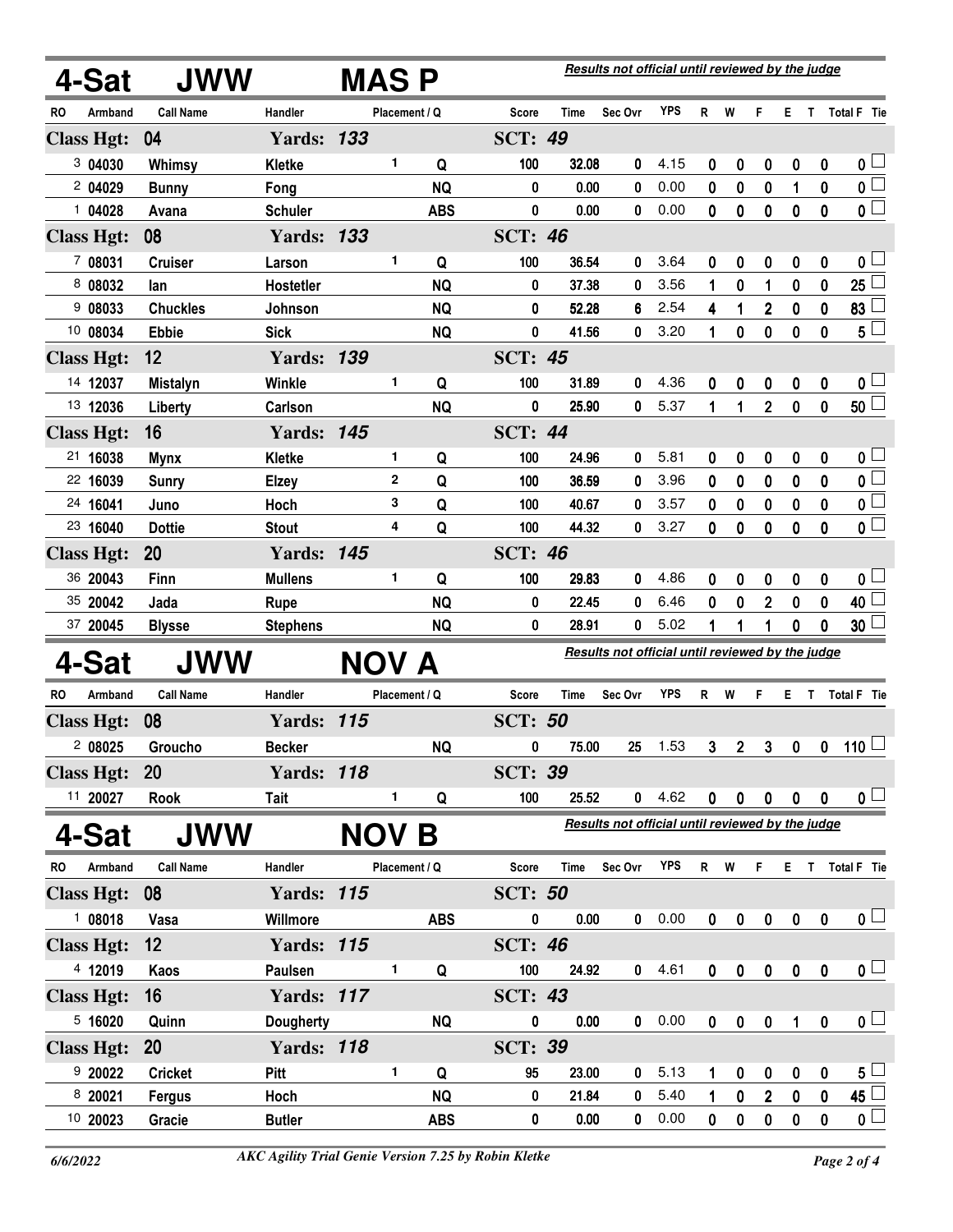## 4-Sat JWW MAS P

*Results not official until reviewed by the judge*

| RO | Armband | Call Name | Handler | Placement | Q | Score | Time | Sec Ovr | YPS | R | W | F | E | T | Total F | Tie |
|---|---|---|---|---|---|---|---|---|---|---|---|---|---|---|---|---|
| **Class Hgt: 04** | | | **Yards: 133** | | | **SCT: 49** | | | | | | | | | | |
| 3 | 04030 | Whimsy | Kletke | 1 | Q | 100 | 32.08 | 0 | 4.15 | 0 | 0 | 0 | 0 | 0 | 0 | ☐ |
| 2 | 04029 | Bunny | Fong | | NQ | 0 | 0.00 | 0 | 0.00 | 0 | 0 | 0 | 1 | 0 | 0 | ☐ |
| 1 | 04028 | Avana | Schuler | | ABS | 0 | 0.00 | 0 | 0.00 | 0 | 0 | 0 | 0 | 0 | 0 | ☐ |
| **Class Hgt: 08** | | | **Yards: 133** | | | **SCT: 46** | | | | | | | | | | |
| 7 | 08031 | Cruiser | Larson | 1 | Q | 100 | 36.54 | 0 | 3.64 | 0 | 0 | 0 | 0 | 0 | 0 | ☐ |
| 8 | 08032 | Ian | Hostetler | | NQ | 0 | 37.38 | 0 | 3.56 | 1 | 0 | 1 | 0 | 0 | 25 | ☐ |
| 9 | 08033 | Chuckles | Johnson | | NQ | 0 | 52.28 | 6 | 2.54 | 4 | 1 | 2 | 0 | 0 | 83 | ☐ |
| 10 | 08034 | Ebbie | Sick | | NQ | 0 | 41.56 | 0 | 3.20 | 1 | 0 | 0 | 0 | 0 | 5 | ☐ |
| **Class Hgt: 12** | | | **Yards: 139** | | | **SCT: 45** | | | | | | | | | | |
| 14 | 12037 | Mistalyn | Winkle | 1 | Q | 100 | 31.89 | 0 | 4.36 | 0 | 0 | 0 | 0 | 0 | 0 | ☐ |
| 13 | 12036 | Liberty | Carlson | | NQ | 0 | 25.90 | 0 | 5.37 | 1 | 1 | 2 | 0 | 0 | 50 | ☐ |
| **Class Hgt: 16** | | | **Yards: 145** | | | **SCT: 44** | | | | | | | | | | |
| 21 | 16038 | Mynx | Kletke | 1 | Q | 100 | 24.96 | 0 | 5.81 | 0 | 0 | 0 | 0 | 0 | 0 | ☐ |
| 22 | 16039 | Sunry | Elzey | 2 | Q | 100 | 36.59 | 0 | 3.96 | 0 | 0 | 0 | 0 | 0 | 0 | ☐ |
| 24 | 16041 | Juno | Hoch | 3 | Q | 100 | 40.67 | 0 | 3.57 | 0 | 0 | 0 | 0 | 0 | 0 | ☐ |
| 23 | 16040 | Dottie | Stout | 4 | Q | 100 | 44.32 | 0 | 3.27 | 0 | 0 | 0 | 0 | 0 | 0 | ☐ |
| **Class Hgt: 20** | | | **Yards: 145** | | | **SCT: 46** | | | | | | | | | | |
| 36 | 20043 | Finn | Mullens | 1 | Q | 100 | 29.83 | 0 | 4.86 | 0 | 0 | 0 | 0 | 0 | 0 | ☐ |
| 35 | 20042 | Jada | Rupe | | NQ | 0 | 22.45 | 0 | 6.46 | 0 | 0 | 2 | 0 | 0 | 40 | ☐ |
| 37 | 20045 | Blysse | Stephens | | NQ | 0 | 28.91 | 0 | 5.02 | 1 | 1 | 1 | 0 | 0 | 30 | ☐ |

## 4-Sat JWW NOV A

*Results not official until reviewed by the judge*

| RO | Armband | Call Name | Handler | Placement | Q | Score | Time | Sec Ovr | YPS | R | W | F | E | T | Total F | Tie |
|---|---|---|---|---|---|---|---|---|---|---|---|---|---|---|---|---|
| **Class Hgt: 08** | | | **Yards: 115** | | | **SCT: 50** | | | | | | | | | | |
| 2 | 08025 | Groucho | Becker | | NQ | 0 | 75.00 | 25 | 1.53 | 3 | 2 | 3 | 0 | 0 | 110 | ☐ |
| **Class Hgt: 20** | | | **Yards: 118** | | | **SCT: 39** | | | | | | | | | | |
| 11 | 20027 | Rook | Tait | 1 | Q | 100 | 25.52 | 0 | 4.62 | 0 | 0 | 0 | 0 | 0 | 0 | ☐ |

## 4-Sat JWW NOV B

*Results not official until reviewed by the judge*

| RO | Armband | Call Name | Handler | Placement | Q | Score | Time | Sec Ovr | YPS | R | W | F | E | T | Total F | Tie |
|---|---|---|---|---|---|---|---|---|---|---|---|---|---|---|---|---|
| **Class Hgt: 08** | | | **Yards: 115** | | | **SCT: 50** | | | | | | | | | | |
| 1 | 08018 | Vasa | Willmore | | ABS | 0 | 0.00 | 0 | 0.00 | 0 | 0 | 0 | 0 | 0 | 0 | ☐ |
| **Class Hgt: 12** | | | **Yards: 115** | | | **SCT: 46** | | | | | | | | | | |
| 4 | 12019 | Kaos | Paulsen | 1 | Q | 100 | 24.92 | 0 | 4.61 | 0 | 0 | 0 | 0 | 0 | 0 | ☐ |
| **Class Hgt: 16** | | | **Yards: 117** | | | **SCT: 43** | | | | | | | | | | |
| 5 | 16020 | Quinn | Dougherty | | NQ | 0 | 0.00 | 0 | 0.00 | 0 | 0 | 0 | 1 | 0 | 0 | ☐ |
| **Class Hgt: 20** | | | **Yards: 118** | | | **SCT: 39** | | | | | | | | | | |
| 9 | 20022 | Cricket | Pitt | 1 | Q | 95 | 23.00 | 0 | 5.13 | 1 | 0 | 0 | 0 | 0 | 5 | ☐ |
| 8 | 20021 | Fergus | Hoch | | NQ | 0 | 21.84 | 0 | 5.40 | 1 | 0 | 2 | 0 | 0 | 45 | ☐ |
| 10 | 20023 | Gracie | Butler | | ABS | 0 | 0.00 | 0 | 0.00 | 0 | 0 | 0 | 0 | 0 | 0 | ☐ |

6/6/2022 — *AKC Agility Trial Genie Version 7.25 by Robin Kletke*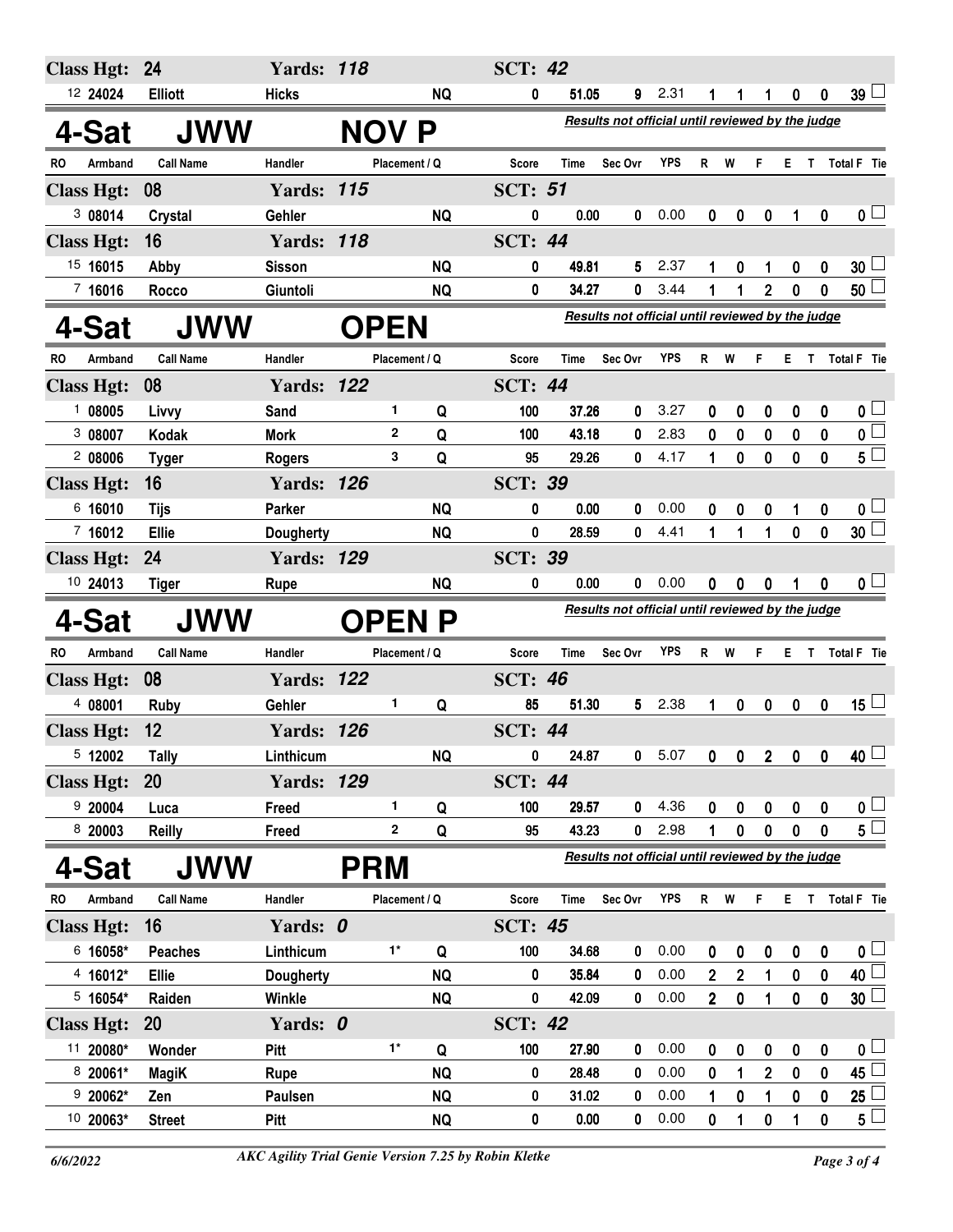| Class Hgt: 24 | | Yards: 118 | | | SCT: 42 | | | | | | | | | | |
|---|---|---|---|---|---|---|---|---|---|---|---|---|---|---|---|
| 12 24024 | Elliott | Hicks | | NQ | 0 | 51.05 | 9 | 2.31 | 1 | 1 | 1 | 0 | 0 | 39 | |

## 4-Sat JWW NOV P

*Results not official until reviewed by the judge*

| RO Armband | Call Name | Handler | Placement | Q | Score | Time | Sec Ovr | YPS | R | W | F | E | T | Total F | Tie |
|---|---|---|---|---|---|---|---|---|---|---|---|---|---|---|---|
| **Class Hgt: 08** | | **Yards: 115** | | | **SCT: 51** | | | | | | | | | | |
| 3 08014 | Crystal | Gehler | | NQ | 0 | 0.00 | 0 | 0.00 | 0 | 0 | 0 | 1 | 0 | 0 | |
| **Class Hgt: 16** | | **Yards: 118** | | | **SCT: 44** | | | | | | | | | | |
| 15 16015 | Abby | Sisson | | NQ | 0 | 49.81 | 5 | 2.37 | 1 | 0 | 1 | 0 | 0 | 30 | |
| 7 16016 | Rocco | Giuntoli | | NQ | 0 | 34.27 | 0 | 3.44 | 1 | 1 | 2 | 0 | 0 | 50 | |

## 4-Sat JWW OPEN

*Results not official until reviewed by the judge*

| RO Armband | Call Name | Handler | Placement | Q | Score | Time | Sec Ovr | YPS | R | W | F | E | T | Total F | Tie |
|---|---|---|---|---|---|---|---|---|---|---|---|---|---|---|---|
| **Class Hgt: 08** | | **Yards: 122** | | | **SCT: 44** | | | | | | | | | | |
| 1 08005 | Livvy | Sand | 1 | Q | 100 | 37.26 | 0 | 3.27 | 0 | 0 | 0 | 0 | 0 | 0 | |
| 3 08007 | Kodak | Mork | 2 | Q | 100 | 43.18 | 0 | 2.83 | 0 | 0 | 0 | 0 | 0 | 0 | |
| 2 08006 | Tyger | Rogers | 3 | Q | 95 | 29.26 | 0 | 4.17 | 1 | 0 | 0 | 0 | 0 | 5 | |
| **Class Hgt: 16** | | **Yards: 126** | | | **SCT: 39** | | | | | | | | | | |
| 6 16010 | Tijs | Parker | | NQ | 0 | 0.00 | 0 | 0.00 | 0 | 0 | 0 | 1 | 0 | 0 | |
| 7 16012 | Ellie | Dougherty | | NQ | 0 | 28.59 | 0 | 4.41 | 1 | 1 | 1 | 0 | 0 | 30 | |
| **Class Hgt: 24** | | **Yards: 129** | | | **SCT: 39** | | | | | | | | | | |
| 10 24013 | Tiger | Rupe | | NQ | 0 | 0.00 | 0 | 0.00 | 0 | 0 | 0 | 1 | 0 | 0 | |

## 4-Sat JWW OPEN P

*Results not official until reviewed by the judge*

| RO Armband | Call Name | Handler | Placement | Q | Score | Time | Sec Ovr | YPS | R | W | F | E | T | Total F | Tie |
|---|---|---|---|---|---|---|---|---|---|---|---|---|---|---|---|
| **Class Hgt: 08** | | **Yards: 122** | | | **SCT: 46** | | | | | | | | | | |
| 4 08001 | Ruby | Gehler | 1 | Q | 85 | 51.30 | 5 | 2.38 | 1 | 0 | 0 | 0 | 0 | 15 | |
| **Class Hgt: 12** | | **Yards: 126** | | | **SCT: 44** | | | | | | | | | | |
| 5 12002 | Tally | Linthicum | | NQ | 0 | 24.87 | 0 | 5.07 | 0 | 0 | 2 | 0 | 0 | 40 | |
| **Class Hgt: 20** | | **Yards: 129** | | | **SCT: 44** | | | | | | | | | | |
| 9 20004 | Luca | Freed | 1 | Q | 100 | 29.57 | 0 | 4.36 | 0 | 0 | 0 | 0 | 0 | 0 | |
| 8 20003 | Reilly | Freed | 2 | Q | 95 | 43.23 | 0 | 2.98 | 1 | 0 | 0 | 0 | 0 | 5 | |

## 4-Sat JWW PRM

*Results not official until reviewed by the judge*

| RO Armband | Call Name | Handler | Placement | Q | Score | Time | Sec Ovr | YPS | R | W | F | E | T | Total F | Tie |
|---|---|---|---|---|---|---|---|---|---|---|---|---|---|---|---|
| **Class Hgt: 16** | | **Yards: 0** | | | **SCT: 45** | | | | | | | | | | |
| 6 16058* | Peaches | Linthicum | 1* | Q | 100 | 34.68 | 0 | 0.00 | 0 | 0 | 0 | 0 | 0 | 0 | |
| 4 16012* | Ellie | Dougherty | | NQ | 0 | 35.84 | 0 | 0.00 | 2 | 2 | 1 | 0 | 0 | 40 | |
| 5 16054* | Raiden | Winkle | | NQ | 0 | 42.09 | 0 | 0.00 | 2 | 0 | 1 | 0 | 0 | 30 | |
| **Class Hgt: 20** | | **Yards: 0** | | | **SCT: 42** | | | | | | | | | | |
| 11 20080* | Wonder | Pitt | 1* | Q | 100 | 27.90 | 0 | 0.00 | 0 | 0 | 0 | 0 | 0 | 0 | |
| 8 20061* | MagiK | Rupe | | NQ | 0 | 28.48 | 0 | 0.00 | 0 | 1 | 2 | 0 | 0 | 45 | |
| 9 20062* | Zen | Paulsen | | NQ | 0 | 31.02 | 0 | 0.00 | 1 | 0 | 1 | 0 | 0 | 25 | |
| 10 20063* | Street | Pitt | | NQ | 0 | 0.00 | 0 | 0.00 | 0 | 1 | 0 | 1 | 0 | 5 | |

6/6/2022 *AKC Agility Trial Genie Version 7.25 by Robin Kletke*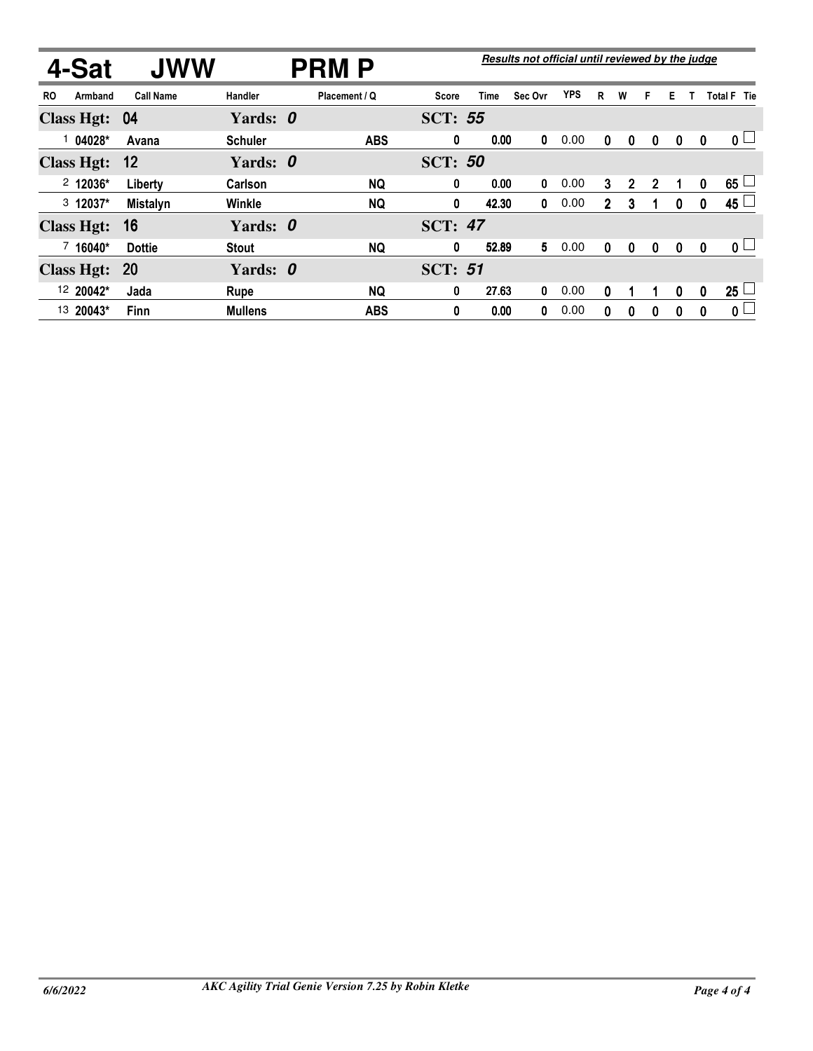# 4-Sat JWW PRM P

*Results not official until reviewed by the judge*

| RO | Armband | Call Name | Handler | Placement / Q | Score | Time | Sec Ovr | YPS | R | W | F | E | T | Total F | Tie |
|---|---|---|---|---|---|---|---|---|---|---|---|---|---|---|---|
| **Class Hgt: 04** | | | **Yards: 0** | | **SCT: 55** | | | | | | | | | | |
| 1 | 04028* | Avana | Schuler | ABS | 0 | 0.00 | 0 | 0.00 | 0 | 0 | 0 | 0 | 0 | 0 | ☐ |
| **Class Hgt: 12** | | | **Yards: 0** | | **SCT: 50** | | | | | | | | | | |
| 2 | 12036* | Liberty | Carlson | NQ | 0 | 0.00 | 0 | 0.00 | 3 | 2 | 2 | 1 | 0 | 65 | ☐ |
| 3 | 12037* | Mistalyn | Winkle | NQ | 0 | 42.30 | 0 | 0.00 | 2 | 3 | 1 | 0 | 0 | 45 | ☐ |
| **Class Hgt: 16** | | | **Yards: 0** | | **SCT: 47** | | | | | | | | | | |
| 7 | 16040* | Dottie | Stout | NQ | 0 | 52.89 | 5 | 0.00 | 0 | 0 | 0 | 0 | 0 | 0 | ☐ |
| **Class Hgt: 20** | | | **Yards: 0** | | **SCT: 51** | | | | | | | | | | |
| 12 | 20042* | Jada | Rupe | NQ | 0 | 27.63 | 0 | 0.00 | 0 | 1 | 1 | 0 | 0 | 25 | ☐ |
| 13 | 20043* | Finn | Mullens | ABS | 0 | 0.00 | 0 | 0.00 | 0 | 0 | 0 | 0 | 0 | 0 | ☐ |

*6/6/2022* *AKC Agility Trial Genie Version 7.25 by Robin Kletke*